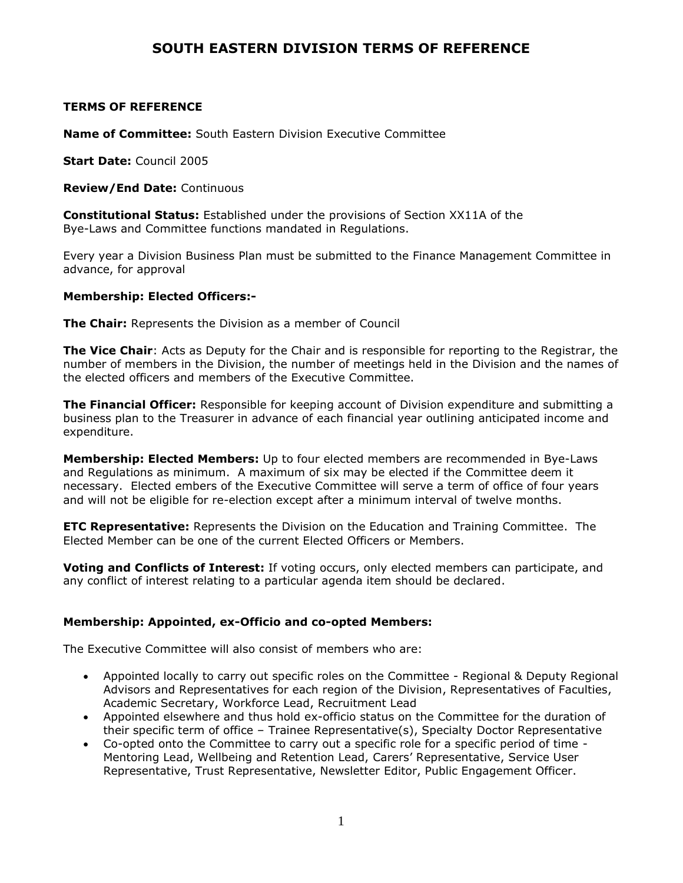# SOUTH EASTERN DIVISION TERMS OF REFERENCE

**TERMS OF REFERENCE**

**Name of Committee:** South Eastern Division Executive Committee

**Start Date:** Council 2005

**Review/End Date:** Continuous

**Constitutional Status:** Established under the provisions of Section XX11A of the Bye-Laws and Committee functions mandated in Regulations.

Every year a Division Business Plan must be submitted to the Finance Management Committee in advance, for approval

**Membership: Elected Officers:-**

**The Chair:** Represents the Division as a member of Council

**The Vice Chair**: Acts as Deputy for the Chair and is responsible for reporting to the Registrar, the number of members in the Division, the number of meetings held in the Division and the names of the elected officers and members of the Executive Committee.

**The Financial Officer:** Responsible for keeping account of Division expenditure and submitting a business plan to the Treasurer in advance of each financial year outlining anticipated income and expenditure.

**Membership: Elected Members:** Up to four elected members are recommended in Bye-Laws and Regulations as minimum. A maximum of six may be elected if the Committee deem it necessary. Elected embers of the Executive Committee will serve a term of office of four years and will not be eligible for re-election except after a minimum interval of twelve months.

**ETC Representative:** Represents the Division on the Education and Training Committee. The Elected Member can be one of the current Elected Officers or Members.

**Voting and Conflicts of Interest:** If voting occurs, only elected members can participate, and any conflict of interest relating to a particular agenda item should be declared.

**Membership: Appointed, ex-Officio and co-opted Members:**

The Executive Committee will also consist of members who are:

- Appointed locally to carry out specific roles on the Committee - Regional & Deputy Regional Advisors and Representatives for each region of the Division, Representatives of Faculties, Academic Secretary, Workforce Lead, Recruitment Lead
- Appointed elsewhere and thus hold ex-officio status on the Committee for the duration of their specific term of office – Trainee Representative(s), Specialty Doctor Representative
- Co-opted onto the Committee to carry out a specific role for a specific period of time - Mentoring Lead, Wellbeing and Retention Lead, Carers' Representative, Service User Representative, Trust Representative, Newsletter Editor, Public Engagement Officer.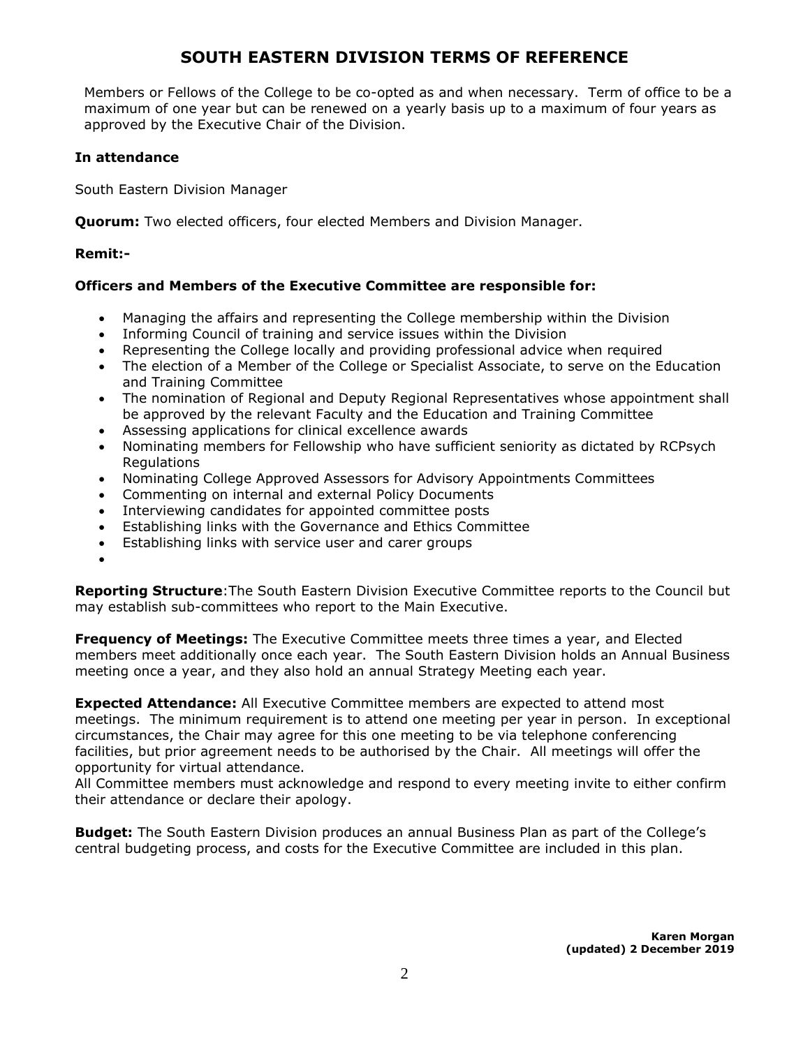# SOUTH EASTERN DIVISION TERMS OF REFERENCE

Members or Fellows of the College to be co-opted as and when necessary. Term of office to be a maximum of one year but can be renewed on a yearly basis up to a maximum of four years as approved by the Executive Chair of the Division.

**In attendance**

South Eastern Division Manager

**Quorum:** Two elected officers, four elected Members and Division Manager.

**Remit:-**

**Officers and Members of the Executive Committee are responsible for:**

- Managing the affairs and representing the College membership within the Division
- Informing Council of training and service issues within the Division
- Representing the College locally and providing professional advice when required
- The election of a Member of the College or Specialist Associate, to serve on the Education and Training Committee
- The nomination of Regional and Deputy Regional Representatives whose appointment shall be approved by the relevant Faculty and the Education and Training Committee
- Assessing applications for clinical excellence awards
- Nominating members for Fellowship who have sufficient seniority as dictated by RCPsych Regulations
- Nominating College Approved Assessors for Advisory Appointments Committees
- Commenting on internal and external Policy Documents
- Interviewing candidates for appointed committee posts
- Establishing links with the Governance and Ethics Committee
- Establishing links with service user and carer groups

**Reporting Structure**:The South Eastern Division Executive Committee reports to the Council but may establish sub-committees who report to the Main Executive.

**Frequency of Meetings:** The Executive Committee meets three times a year, and Elected members meet additionally once each year. The South Eastern Division holds an Annual Business meeting once a year, and they also hold an annual Strategy Meeting each year.

**Expected Attendance:** All Executive Committee members are expected to attend most meetings. The minimum requirement is to attend one meeting per year in person. In exceptional circumstances, the Chair may agree for this one meeting to be via telephone conferencing facilities, but prior agreement needs to be authorised by the Chair. All meetings will offer the opportunity for virtual attendance.
All Committee members must acknowledge and respond to every meeting invite to either confirm their attendance or declare their apology.

**Budget:** The South Eastern Division produces an annual Business Plan as part of the College's central budgeting process, and costs for the Executive Committee are included in this plan.

**Karen Morgan**
**(updated) 2 December 2019**